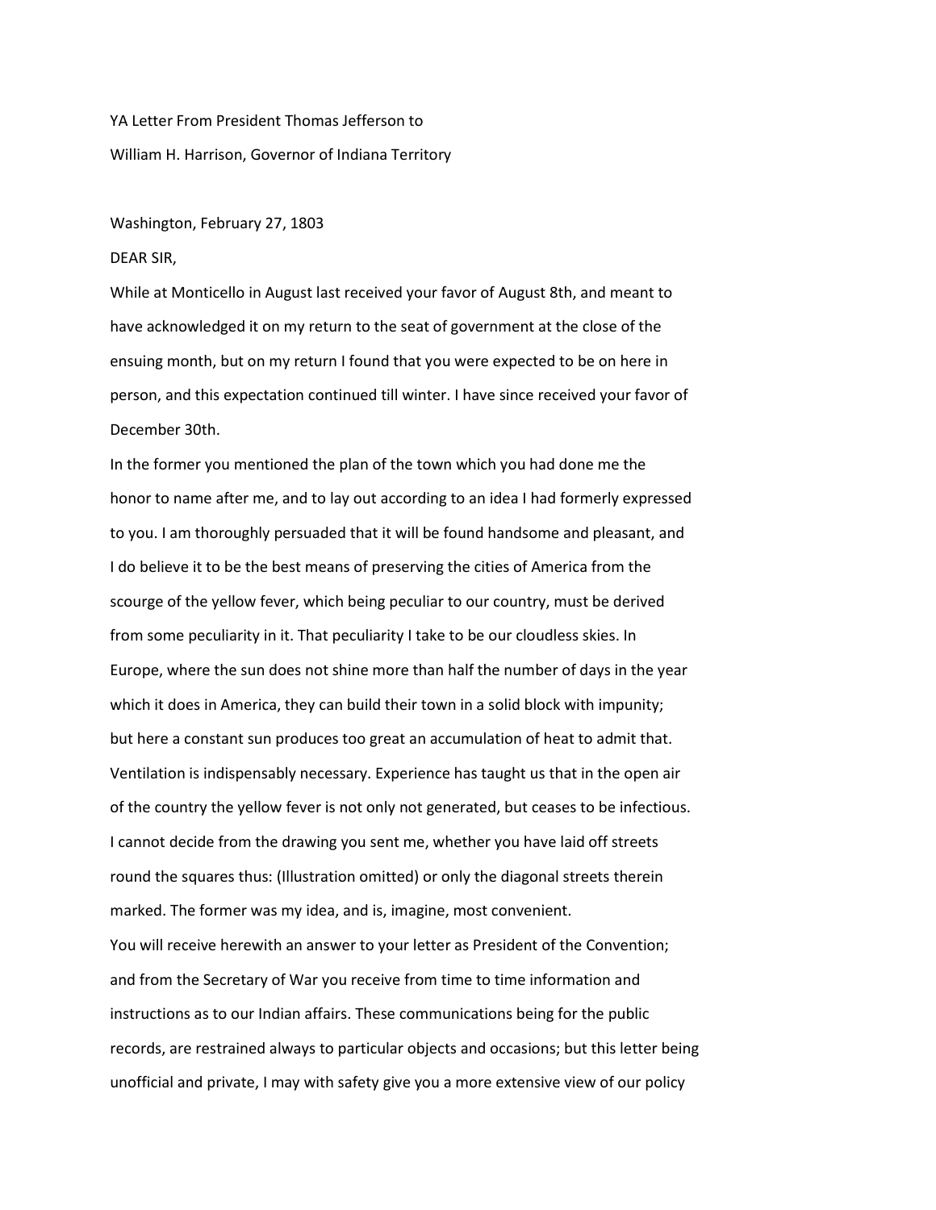YA Letter From President Thomas Jefferson to

William H. Harrison, Governor of Indiana Territory

Washington, February 27, 1803

DEAR SIR,

While at Monticello in August last received your favor of August 8th, and meant to have acknowledged it on my return to the seat of government at the close of the ensuing month, but on my return I found that you were expected to be on here in person, and this expectation continued till winter. I have since received your favor of December 30th.

In the former you mentioned the plan of the town which you had done me the honor to name after me, and to lay out according to an idea I had formerly expressed to you. I am thoroughly persuaded that it will be found handsome and pleasant, and I do believe it to be the best means of preserving the cities of America from the scourge of the yellow fever, which being peculiar to our country, must be derived from some peculiarity in it. That peculiarity I take to be our cloudless skies. In Europe, where the sun does not shine more than half the number of days in the year which it does in America, they can build their town in a solid block with impunity; but here a constant sun produces too great an accumulation of heat to admit that. Ventilation is indispensably necessary. Experience has taught us that in the open air of the country the yellow fever is not only not generated, but ceases to be infectious. I cannot decide from the drawing you sent me, whether you have laid off streets round the squares thus: (Illustration omitted) or only the diagonal streets therein marked. The former was my idea, and is, imagine, most convenient.

You will receive herewith an answer to your letter as President of the Convention; and from the Secretary of War you receive from time to time information and instructions as to our Indian affairs. These communications being for the public records, are restrained always to particular objects and occasions; but this letter being unofficial and private, I may with safety give you a more extensive view of our policy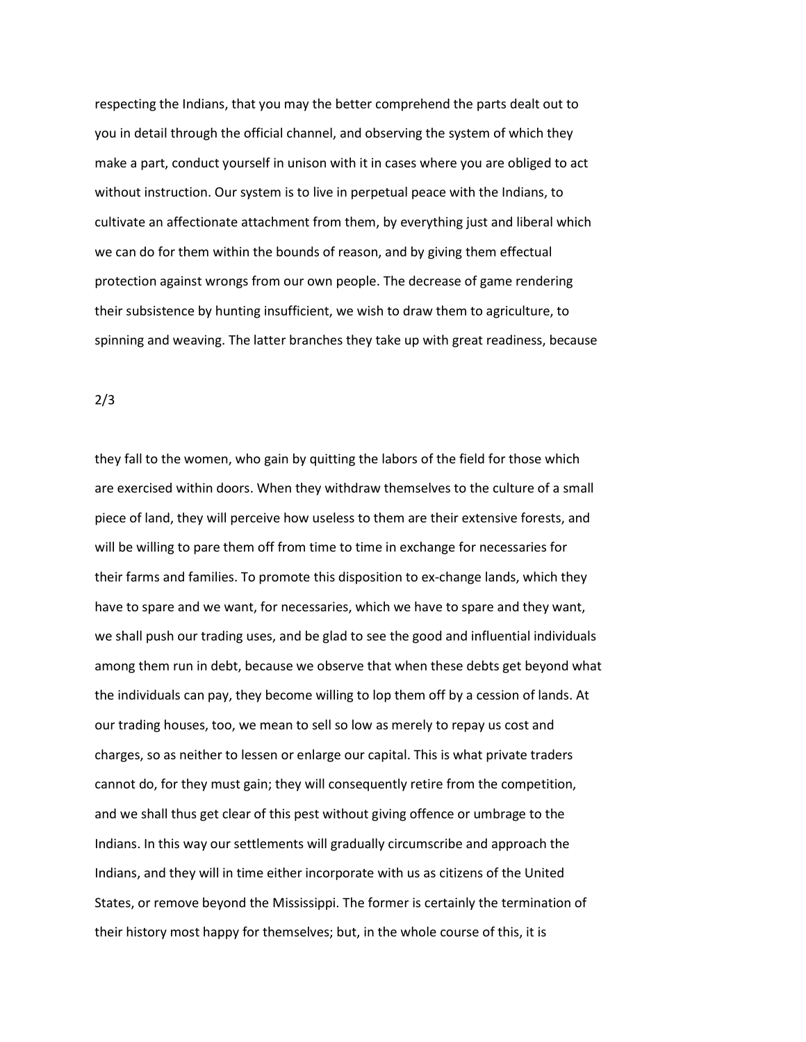respecting the Indians, that you may the better comprehend the parts dealt out to you in detail through the official channel, and observing the system of which they make a part, conduct yourself in unison with it in cases where you are obliged to act without instruction. Our system is to live in perpetual peace with the Indians, to cultivate an affectionate attachment from them, by everything just and liberal which we can do for them within the bounds of reason, and by giving them effectual protection against wrongs from our own people. The decrease of game rendering their subsistence by hunting insufficient, we wish to draw them to agriculture, to spinning and weaving. The latter branches they take up with great readiness, because they fall to the women, who gain by quitting the labors of the field for those which are exercised within doors. When they withdraw themselves to the culture of a small piece of land, they will perceive how useless to them are their extensive forests, and will be willing to pare them off from time to time in exchange for necessaries for their farms and families. To promote this disposition to ex-change lands, which they have to spare and we want, for necessaries, which we have to spare and they want, we shall push our trading uses, and be glad to see the good and influential individuals among them run in debt, because we observe that when these debts get beyond what the individuals can pay, they become willing to lop them off by a cession of lands. At our trading houses, too, we mean to sell so low as merely to repay us cost and charges, so as neither to lessen or enlarge our capital. This is what private traders cannot do, for they must gain; they will consequently retire from the competition, and we shall thus get clear of this pest without giving offence or umbrage to the Indians. In this way our settlements will gradually circumscribe and approach the Indians, and they will in time either incorporate with us as citizens of the United States, or remove beyond the Mississippi. The former is certainly the termination of their history most happy for themselves; but, in the whole course of this, it is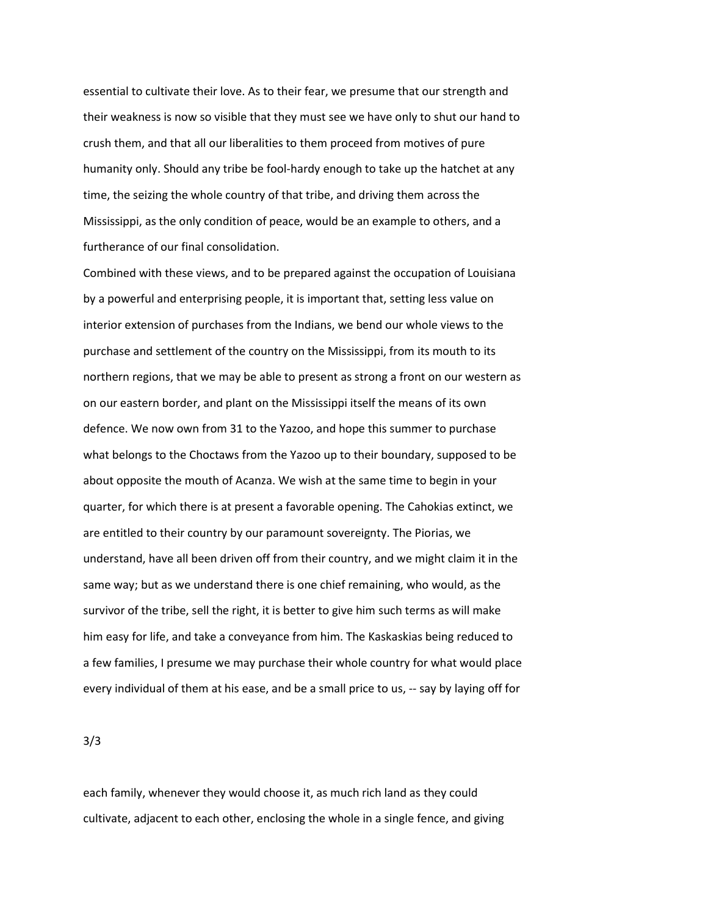essential to cultivate their love. As to their fear, we presume that our strength and their weakness is now so visible that they must see we have only to shut our hand to crush them, and that all our liberalities to them proceed from motives of pure humanity only. Should any tribe be fool-hardy enough to take up the hatchet at any time, the seizing the whole country of that tribe, and driving them across the Mississippi, as the only condition of peace, would be an example to others, and a furtherance of our final consolidation.

Combined with these views, and to be prepared against the occupation of Louisiana by a powerful and enterprising people, it is important that, setting less value on interior extension of purchases from the Indians, we bend our whole views to the purchase and settlement of the country on the Mississippi, from its mouth to its northern regions, that we may be able to present as strong a front on our western as on our eastern border, and plant on the Mississippi itself the means of its own defence. We now own from 31 to the Yazoo, and hope this summer to purchase what belongs to the Choctaws from the Yazoo up to their boundary, supposed to be about opposite the mouth of Acanza. We wish at the same time to begin in your quarter, for which there is at present a favorable opening. The Cahokias extinct, we are entitled to their country by our paramount sovereignty. The Piorias, we understand, have all been driven off from their country, and we might claim it in the same way; but as we understand there is one chief remaining, who would, as the survivor of the tribe, sell the right, it is better to give him such terms as will make him easy for life, and take a conveyance from him. The Kaskaskias being reduced to a few families, I presume we may purchase their whole country for what would place every individual of them at his ease, and be a small price to us, -- say by laying off for each family, whenever they would choose it, as much rich land as they could cultivate, adjacent to each other, enclosing the whole in a single fence, and giving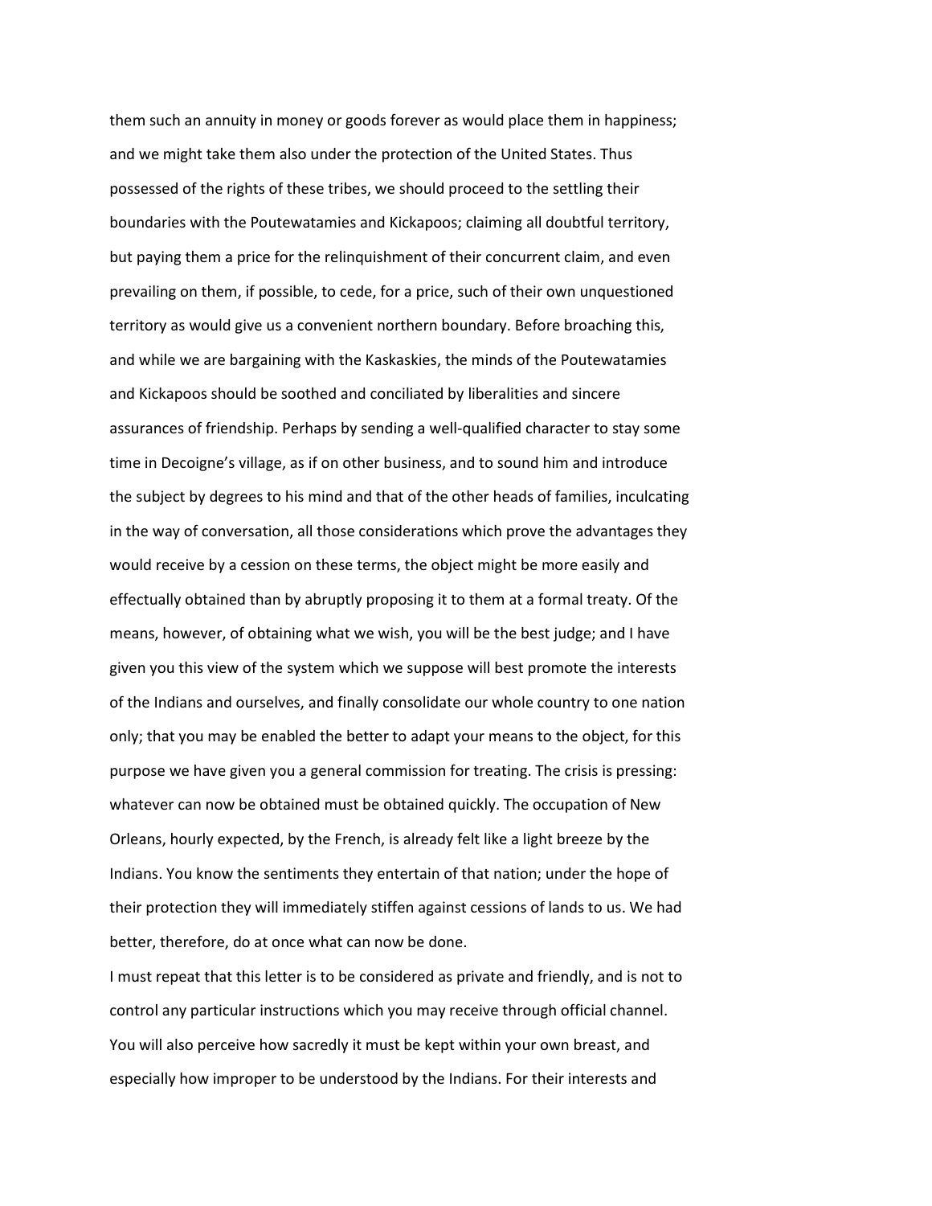them such an annuity in money or goods forever as would place them in happiness; and we might take them also under the protection of the United States. Thus possessed of the rights of these tribes, we should proceed to the settling their boundaries with the Poutewatamies and Kickapoos; claiming all doubtful territory, but paying them a price for the relinquishment of their concurrent claim, and even prevailing on them, if possible, to cede, for a price, such of their own unquestioned territory as would give us a convenient northern boundary. Before broaching this, and while we are bargaining with the Kaskaskies, the minds of the Poutewatamies and Kickapoos should be soothed and conciliated by liberalities and sincere assurances of friendship. Perhaps by sending a well-qualified character to stay some time in Decoigne's village, as if on other business, and to sound him and introduce the subject by degrees to his mind and that of the other heads of families, inculcating in the way of conversation, all those considerations which prove the advantages they would receive by a cession on these terms, the object might be more easily and effectually obtained than by abruptly proposing it to them at a formal treaty. Of the means, however, of obtaining what we wish, you will be the best judge; and I have given you this view of the system which we suppose will best promote the interests of the Indians and ourselves, and finally consolidate our whole country to one nation only; that you may be enabled the better to adapt your means to the object, for this purpose we have given you a general commission for treating. The crisis is pressing: whatever can now be obtained must be obtained quickly. The occupation of New Orleans, hourly expected, by the French, is already felt like a light breeze by the Indians. You know the sentiments they entertain of that nation; under the hope of their protection they will immediately stiffen against cessions of lands to us. We had better, therefore, do at once what can now be done.

I must repeat that this letter is to be considered as private and friendly, and is not to control any particular instructions which you may receive through official channel. You will also perceive how sacredly it must be kept within your own breast, and especially how improper to be understood by the Indians. For their interests and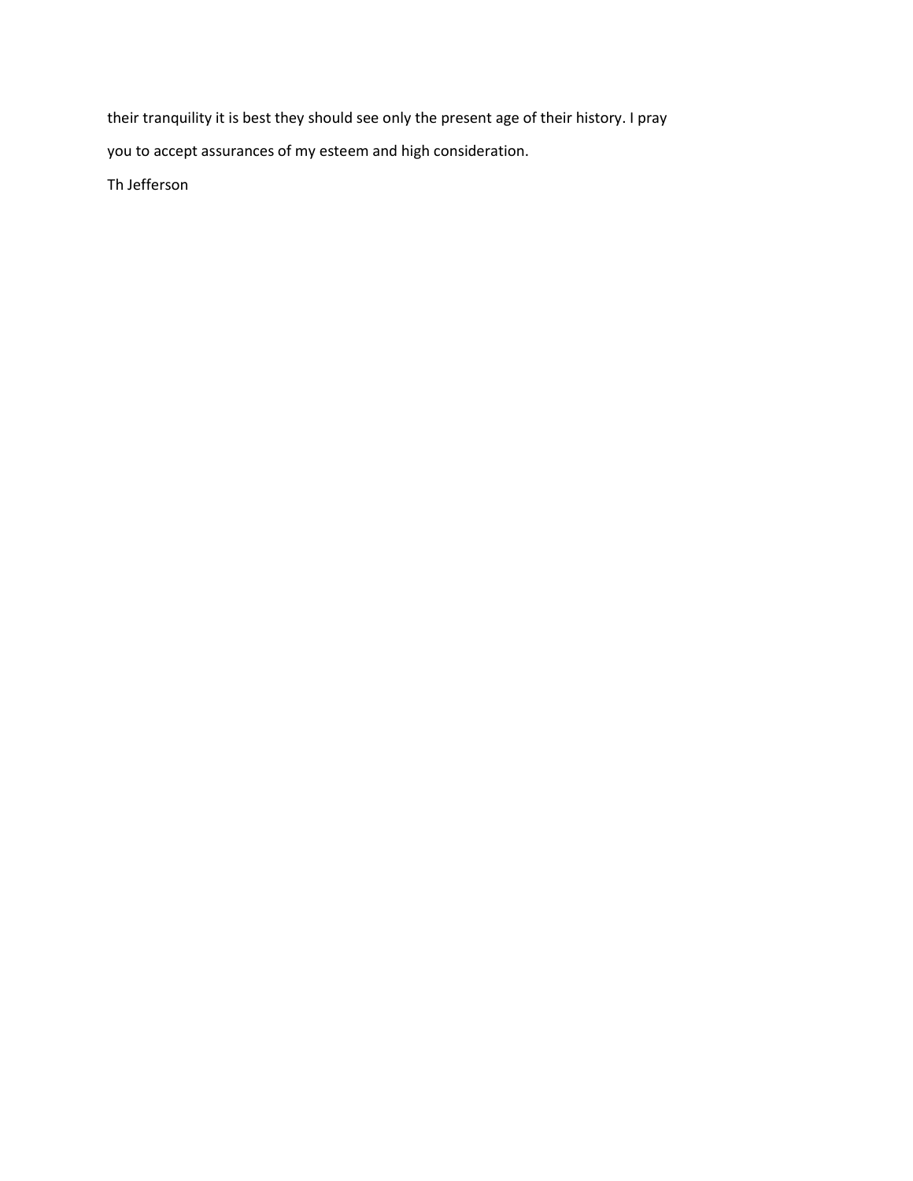their tranquility it is best they should see only the present age of their history. I pray you to accept assurances of my esteem and high consideration.

Th Jefferson